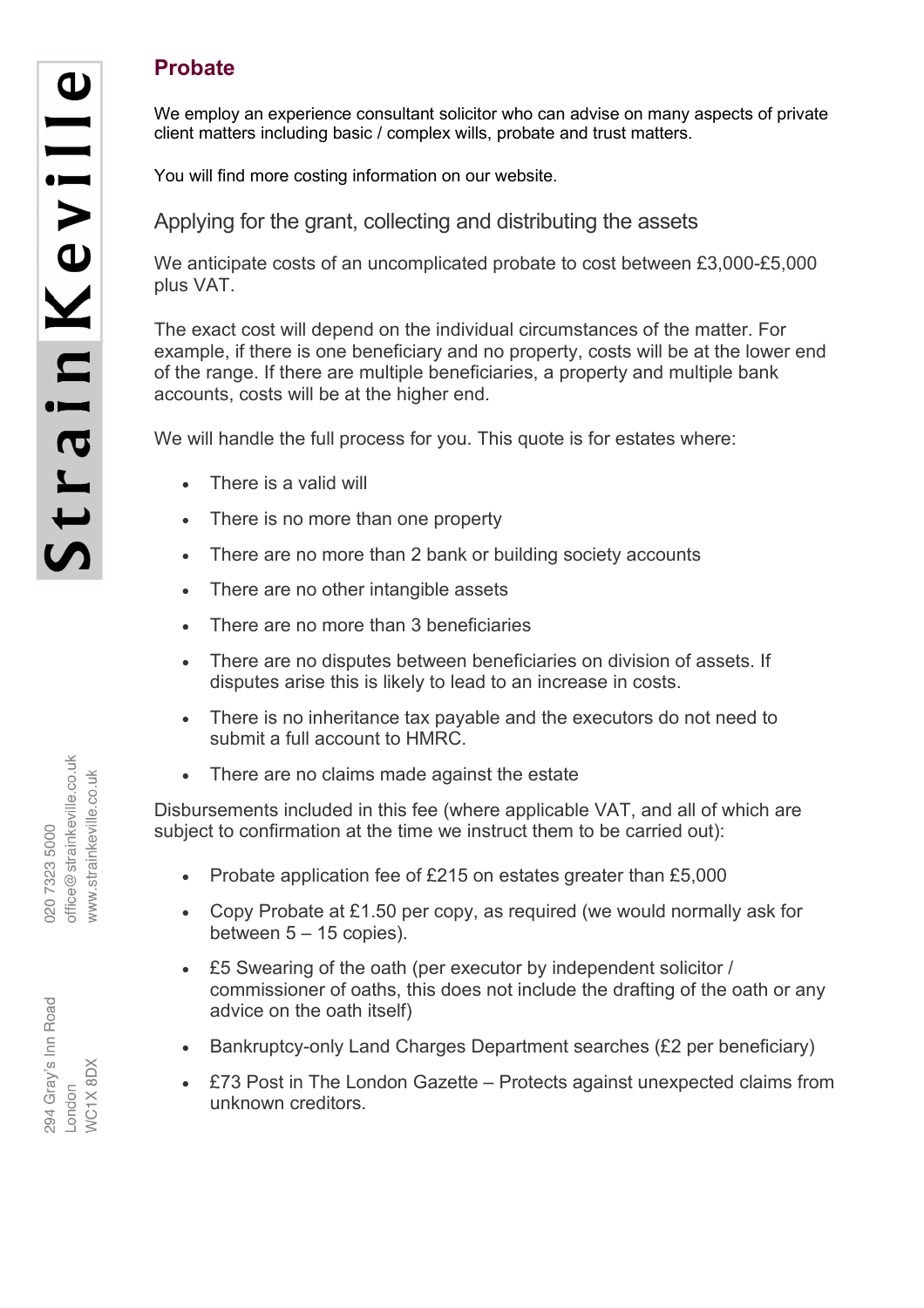## Probate

We employ an experience consultant solicitor who can advise on many aspects of private client matters including basic / complex wills, probate and trust matters.

You will find more costing information on our website.

### Applying for the grant, collecting and distributing the assets

We anticipate costs of an uncomplicated probate to cost between £3,000-£5,000 plus VAT.

The exact cost will depend on the individual circumstances of the matter. For example, if there is one beneficiary and no property, costs will be at the lower end of the range. If there are multiple beneficiaries, a property and multiple bank accounts, costs will be at the higher end.

We will handle the full process for you. This quote is for estates where:

- There is a valid will
- There is no more than one property
- There are no more than 2 bank or building society accounts
- There are no other intangible assets
- There are no more than 3 beneficiaries
- There are no disputes between beneficiaries on division of assets. If disputes arise this is likely to lead to an increase in costs.
- There is no inheritance tax payable and the executors do not need to submit a full account to HMRC.
- There are no claims made against the estate

Disbursements included in this fee (where applicable VAT, and all of which are subject to confirmation at the time we instruct them to be carried out):

- Probate application fee of £215 on estates greater than £5,000
- Copy Probate at £1.50 per copy, as required (we would normally ask for between 5 – 15 copies).
- £5 Swearing of the oath (per executor by independent solicitor / commissioner of oaths, this does not include the drafting of the oath or any advice on the oath itself)
- Bankruptcy-only Land Charges Department searches (£2 per beneficiary)
- £73 Post in The London Gazette – Protects against unexpected claims from unknown creditors.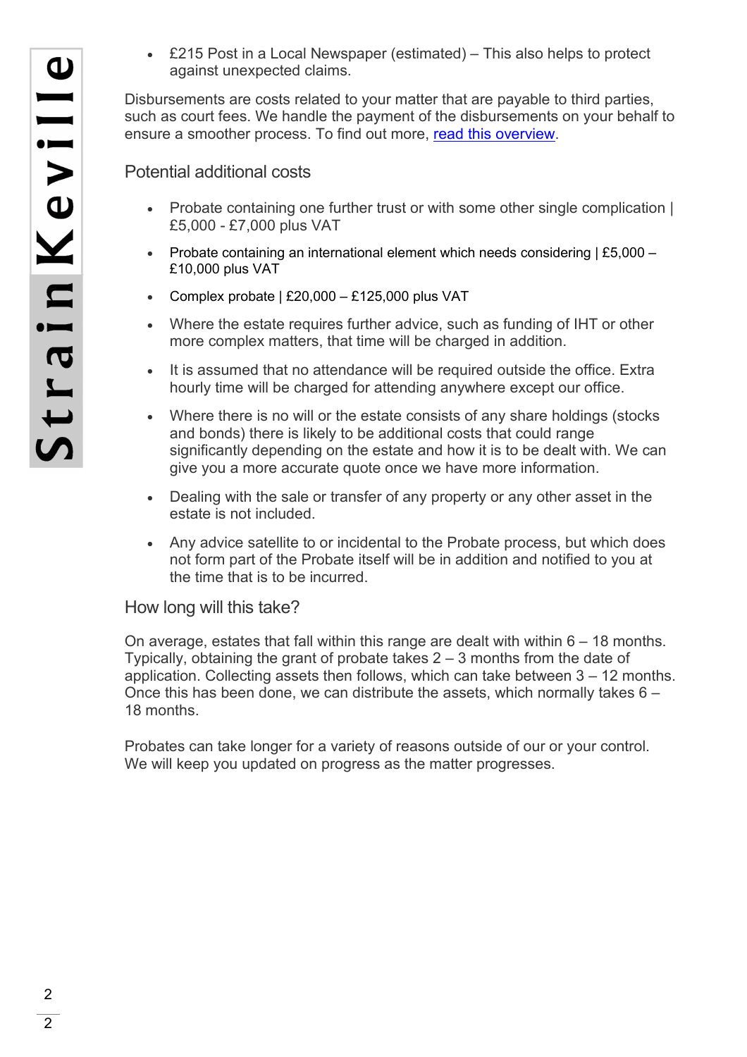- £215 Post in a Local Newspaper (estimated) – This also helps to protect against unexpected claims.

Disbursements are costs related to your matter that are payable to third parties, such as court fees. We handle the payment of the disbursements on your behalf to ensure a smoother process. To find out more, [read this overview](#).

## Potential additional costs

- Probate containing one further trust or with some other single complication | £5,000 - £7,000 plus VAT
- Probate containing an international element which needs considering | £5,000 – £10,000 plus VAT
- Complex probate | £20,000 – £125,000 plus VAT
- Where the estate requires further advice, such as funding of IHT or other more complex matters, that time will be charged in addition.
- It is assumed that no attendance will be required outside the office. Extra hourly time will be charged for attending anywhere except our office.
- Where there is no will or the estate consists of any share holdings (stocks and bonds) there is likely to be additional costs that could range significantly depending on the estate and how it is to be dealt with. We can give you a more accurate quote once we have more information.
- Dealing with the sale or transfer of any property or any other asset in the estate is not included.
- Any advice satellite to or incidental to the Probate process, but which does not form part of the Probate itself will be in addition and notified to you at the time that is to be incurred.

## How long will this take?

On average, estates that fall within this range are dealt with within 6 – 18 months. Typically, obtaining the grant of probate takes 2 – 3 months from the date of application. Collecting assets then follows, which can take between 3 – 12 months. Once this has been done, we can distribute the assets, which normally takes 6 – 18 months.

Probates can take longer for a variety of reasons outside of our or your control. We will keep you updated on progress as the matter progresses.